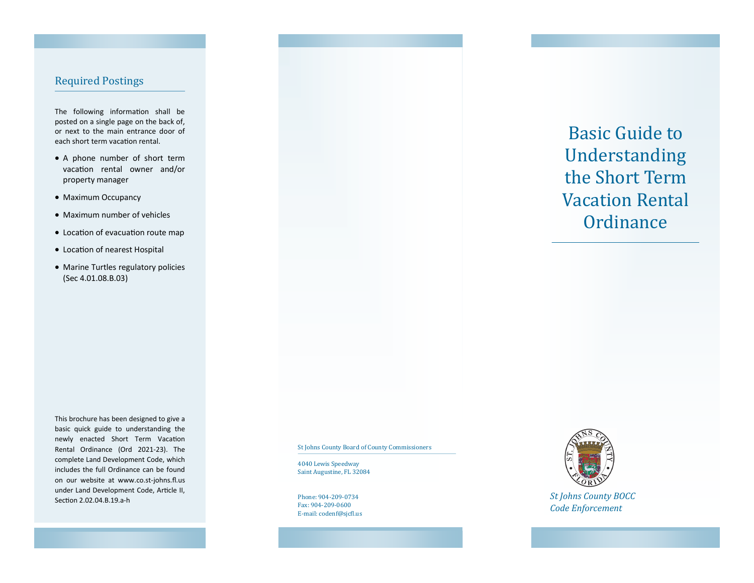## Required Postings

The following information shall be posted on a single page on the back of, or next to the main entrance door of each short term vacation rental.

- A phone number of short term vacation rental owner and/or property manager
- Maximum Occupancy
- Maximum number of vehicles
- Location of evacuation route map
- Location of nearest Hospital
- Marine Turtles regulatory policies (Sec 4.01.08.B.03)

This brochure has been designed to give a basic quick guide to understanding the newly enacted Short Term Vacation Rental Ordinance (Ord 2021-23). The complete Land Development Code, which includes the full Ordinance can be found on our website at www.co.st-johns.fl.us under Land Development Code, Article II, Section 2.02.04.B.19.a-h

St Johns County Board of County Commissioners

4040 Lewis Speedway
Saint Augustine, FL 32084

Phone: 904-209-0734
Fax: 904-209-0600
E-mail: codenf@sjcfl.us

# Basic Guide to Understanding the Short Term Vacation Rental Ordinance

*St Johns County BOCC*
*Code Enforcement*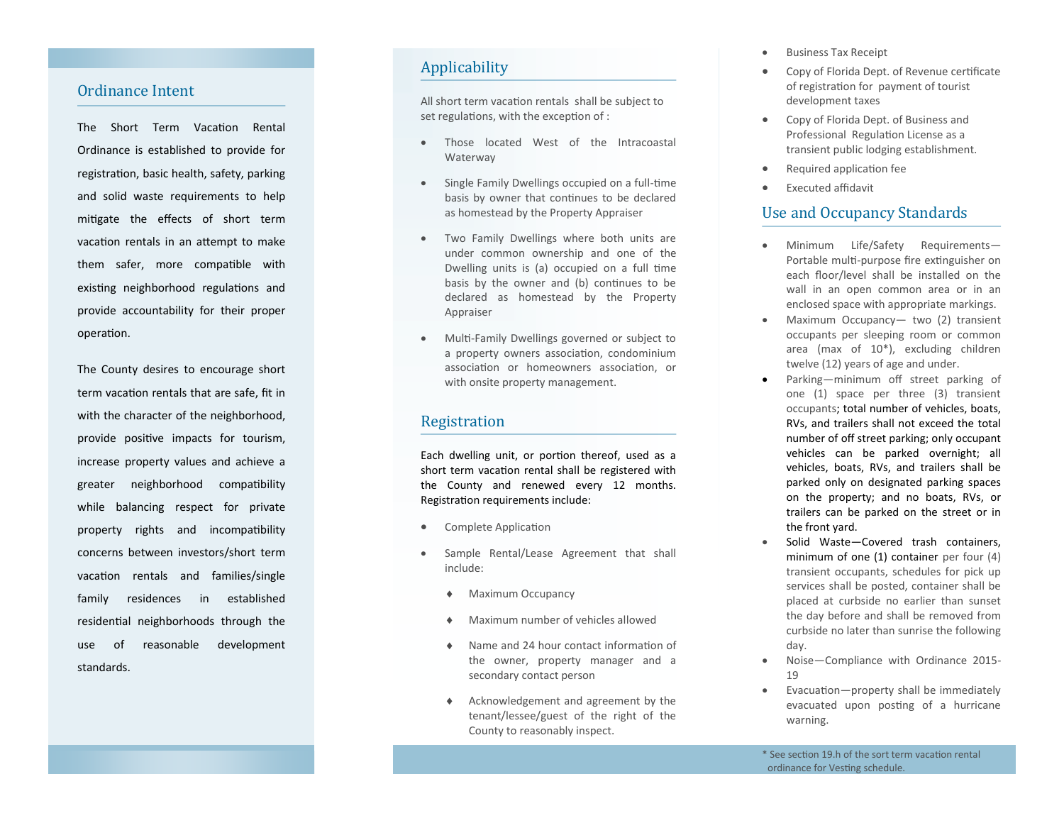## Ordinance Intent

The Short Term Vacation Rental Ordinance is established to provide for registration, basic health, safety, parking and solid waste requirements to help mitigate the effects of short term vacation rentals in an attempt to make them safer, more compatible with existing neighborhood regulations and provide accountability for their proper operation.

The County desires to encourage short term vacation rentals that are safe, fit in with the character of the neighborhood, provide positive impacts for tourism, increase property values and achieve a greater neighborhood compatibility while balancing respect for private property rights and incompatibility concerns between investors/short term vacation rentals and families/single family residences in established residential neighborhoods through the use of reasonable development standards.

## Applicability

All short term vacation rentals shall be subject to set regulations, with the exception of :

- Those located West of the Intracoastal Waterway
- Single Family Dwellings occupied on a full-time basis by owner that continues to be declared as homestead by the Property Appraiser
- Two Family Dwellings where both units are under common ownership and one of the Dwelling units is (a) occupied on a full time basis by the owner and (b) continues to be declared as homestead by the Property Appraiser
- Multi-Family Dwellings governed or subject to a property owners association, condominium association or homeowners association, or with onsite property management.

## Registration

Each dwelling unit, or portion thereof, used as a short term vacation rental shall be registered with the County and renewed every 12 months. Registration requirements include:

- Complete Application
- Sample Rental/Lease Agreement that shall include:
  - Maximum Occupancy
  - Maximum number of vehicles allowed
  - Name and 24 hour contact information of the owner, property manager and a secondary contact person
  - Acknowledgement and agreement by the tenant/lessee/guest of the right of the County to reasonably inspect.
- Business Tax Receipt
- Copy of Florida Dept. of Revenue certificate of registration for payment of tourist development taxes
- Copy of Florida Dept. of Business and Professional Regulation License as a transient public lodging establishment.
- Required application fee
- Executed affidavit

## Use and Occupancy Standards

- Minimum Life/Safety Requirements—Portable multi-purpose fire extinguisher on each floor/level shall be installed on the wall in an open common area or in an enclosed space with appropriate markings.
- Maximum Occupancy— two (2) transient occupants per sleeping room or common area (max of 10*), excluding children twelve (12) years of age and under.
- Parking—minimum off street parking of one (1) space per three (3) transient occupants; total number of vehicles, boats, RVs, and trailers shall not exceed the total number of off street parking; only occupant vehicles can be parked overnight; all vehicles, boats, RVs, and trailers shall be parked only on designated parking spaces on the property; and no boats, RVs, or trailers can be parked on the street or in the front yard.
- Solid Waste—Covered trash containers, minimum of one (1) container per four (4) transient occupants, schedules for pick up services shall be posted, container shall be placed at curbside no earlier than sunset the day before and shall be removed from curbside no later than sunrise the following day.
- Noise—Compliance with Ordinance 2015-19
- Evacuation—property shall be immediately evacuated upon posting of a hurricane warning.

\* See section 19.h of the sort term vacation rental ordinance for Vesting schedule.